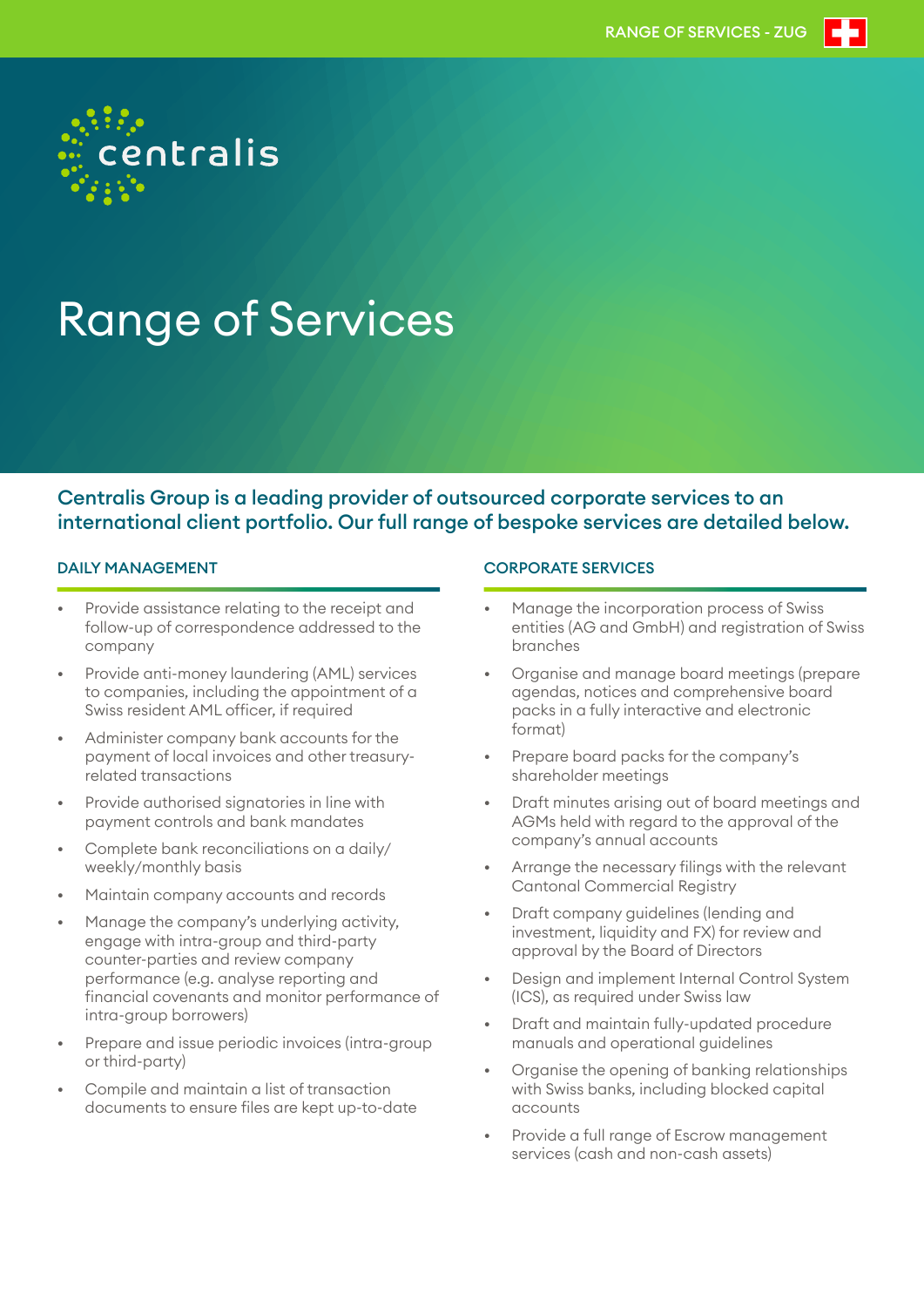centralis

# Range of Services

**Centralis Group is a leading provider of outsourced corporate services to an international client portfolio. Our full range of bespoke services are detailed below.**

## DAILY MANAGEMENT

- Provide assistance relating to the receipt and follow-up of correspondence addressed to the company
- Provide anti-money laundering (AML) services to companies, including the appointment of a Swiss resident AML officer, if required
- Administer company bank accounts for the payment of local invoices and other treasury-related transactions
- Provide authorised signatories in line with payment controls and bank mandates
- Complete bank reconciliations on a daily/weekly/monthly basis
- Maintain company accounts and records
- Manage the company's underlying activity, engage with intra-group and third-party counter-parties and review company performance (e.g. analyse reporting and financial covenants and monitor performance of intra-group borrowers)
- Prepare and issue periodic invoices (intra-group or third-party)
- Compile and maintain a list of transaction documents to ensure files are kept up-to-date

## CORPORATE SERVICES

- Manage the incorporation process of Swiss entities (AG and GmbH) and registration of Swiss branches
- Organise and manage board meetings (prepare agendas, notices and comprehensive board packs in a fully interactive and electronic format)
- Prepare board packs for the company's shareholder meetings
- Draft minutes arising out of board meetings and AGMs held with regard to the approval of the company's annual accounts
- Arrange the necessary filings with the relevant Cantonal Commercial Registry
- Draft company guidelines (lending and investment, liquidity and FX) for review and approval by the Board of Directors
- Design and implement Internal Control System (ICS), as required under Swiss law
- Draft and maintain fully-updated procedure manuals and operational guidelines
- Organise the opening of banking relationships with Swiss banks, including blocked capital accounts
- Provide a full range of Escrow management services (cash and non-cash assets)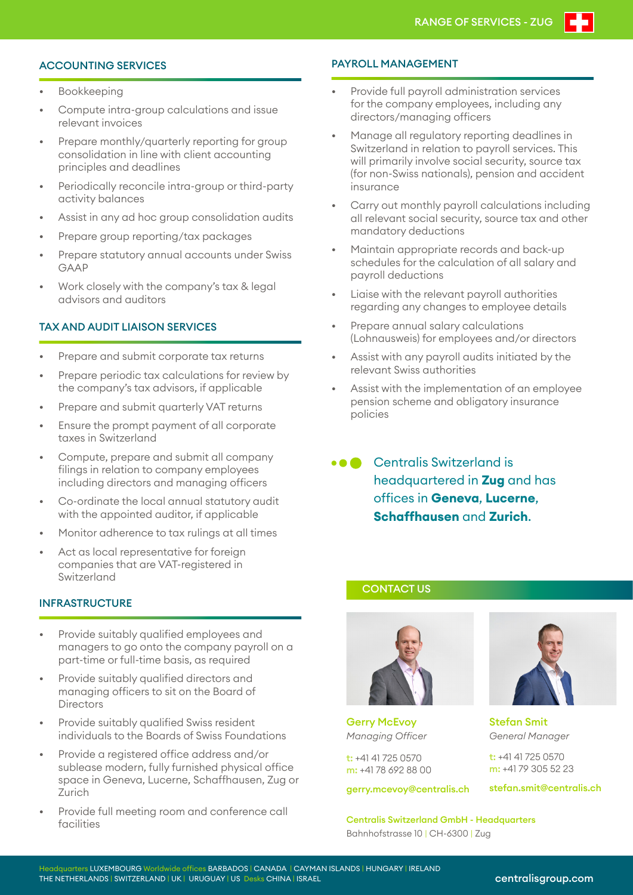# RANGE OF SERVICES - ZUG

## ACCOUNTING SERVICES

- Bookkeeping
- Compute intra-group calculations and issue relevant invoices
- Prepare monthly/quarterly reporting for group consolidation in line with client accounting principles and deadlines
- Periodically reconcile intra-group or third-party activity balances
- Assist in any ad hoc group consolidation audits
- Prepare group reporting/tax packages
- Prepare statutory annual accounts under Swiss GAAP
- Work closely with the company's tax & legal advisors and auditors

## TAX AND AUDIT LIAISON SERVICES

- Prepare and submit corporate tax returns
- Prepare periodic tax calculations for review by the company's tax advisors, if applicable
- Prepare and submit quarterly VAT returns
- Ensure the prompt payment of all corporate taxes in Switzerland
- Compute, prepare and submit all company filings in relation to company employees including directors and managing officers
- Co-ordinate the local annual statutory audit with the appointed auditor, if applicable
- Monitor adherence to tax rulings at all times
- Act as local representative for foreign companies that are VAT-registered in Switzerland

## INFRASTRUCTURE

- Provide suitably qualified employees and managers to go onto the company payroll on a part-time or full-time basis, as required
- Provide suitably qualified directors and managing officers to sit on the Board of Directors
- Provide suitably qualified Swiss resident individuals to the Boards of Swiss Foundations
- Provide a registered office address and/or sublease modern, fully furnished physical office space in Geneva, Lucerne, Schaffhausen, Zug or Zurich
- Provide full meeting room and conference call facilities

## PAYROLL MANAGEMENT

- Provide full payroll administration services for the company employees, including any directors/managing officers
- Manage all regulatory reporting deadlines in Switzerland in relation to payroll services. This will primarily involve social security, source tax (for non-Swiss nationals), pension and accident insurance
- Carry out monthly payroll calculations including all relevant social security, source tax and other mandatory deductions
- Maintain appropriate records and back-up schedules for the calculation of all salary and payroll deductions
- Liaise with the relevant payroll authorities regarding any changes to employee details
- Prepare annual salary calculations (Lohnausweis) for employees and/or directors
- Assist with any payroll audits initiated by the relevant Swiss authorities
- Assist with the implementation of an employee pension scheme and obligatory insurance policies

Centralis Switzerland is headquartered in **Zug** and has offices in **Geneva**, **Lucerne**, **Schaffhausen** and **Zurich**.

## CONTACT US

**Gerry McEvoy**
*Managing Officer*

t: +41 41 725 0570
m: +41 78 692 88 00

gerry.mcevoy@centralis.ch

**Stefan Smit**
*General Manager*

t: +41 41 725 0570
m: +41 79 305 52 23

stefan.smit@centralis.ch

**Centralis Switzerland GmbH - Headquarters**
Bahnhofstrasse 10 | CH-6300 | Zug

Headquarters LUXEMBOURG Worldwide offices BARBADOS | CANADA | CAYMAN ISLANDS | HUNGARY | IRELAND THE NETHERLANDS | SWITZERLAND | UK | URUGUAY | US Desks CHINA | ISRAEL

centralisgroup.com